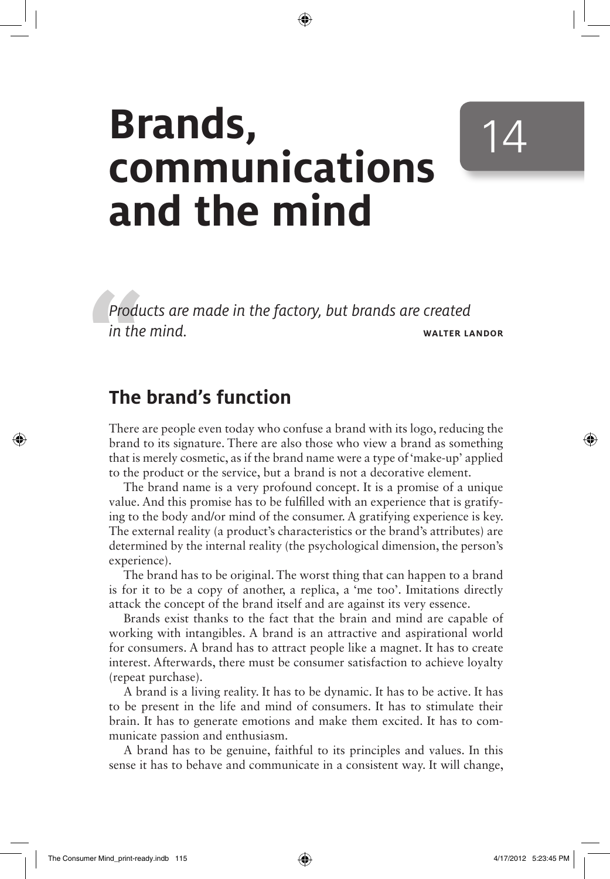# Brands, communications and the mind

14

*Products are made in the factory, but brands are created in the mind.*

**WALTER LANDOR**

## The brand's function

There are people even today who confuse a brand with its logo, reducing the brand to its signature. There are also those who view a brand as something that is merely cosmetic, as if the brand name were a type of 'make-up' applied to the product or the service, but a brand is not a decorative element.

The brand name is a very profound concept. It is a promise of a unique value. And this promise has to be fulfilled with an experience that is gratifying to the body and/or mind of the consumer. A gratifying experience is key. The external reality (a product's characteristics or the brand's attributes) are determined by the internal reality (the psychological dimension, the person's experience).

The brand has to be original. The worst thing that can happen to a brand is for it to be a copy of another, a replica, a 'me too'. Imitations directly attack the concept of the brand itself and are against its very essence.

Brands exist thanks to the fact that the brain and mind are capable of working with intangibles. A brand is an attractive and aspirational world for consumers. A brand has to attract people like a magnet. It has to create interest. Afterwards, there must be consumer satisfaction to achieve loyalty (repeat purchase).

A brand is a living reality. It has to be dynamic. It has to be active. It has to be present in the life and mind of consumers. It has to stimulate their brain. It has to generate emotions and make them excited. It has to communicate passion and enthusiasm.

A brand has to be genuine, faithful to its principles and values. In this sense it has to behave and communicate in a consistent way. It will change,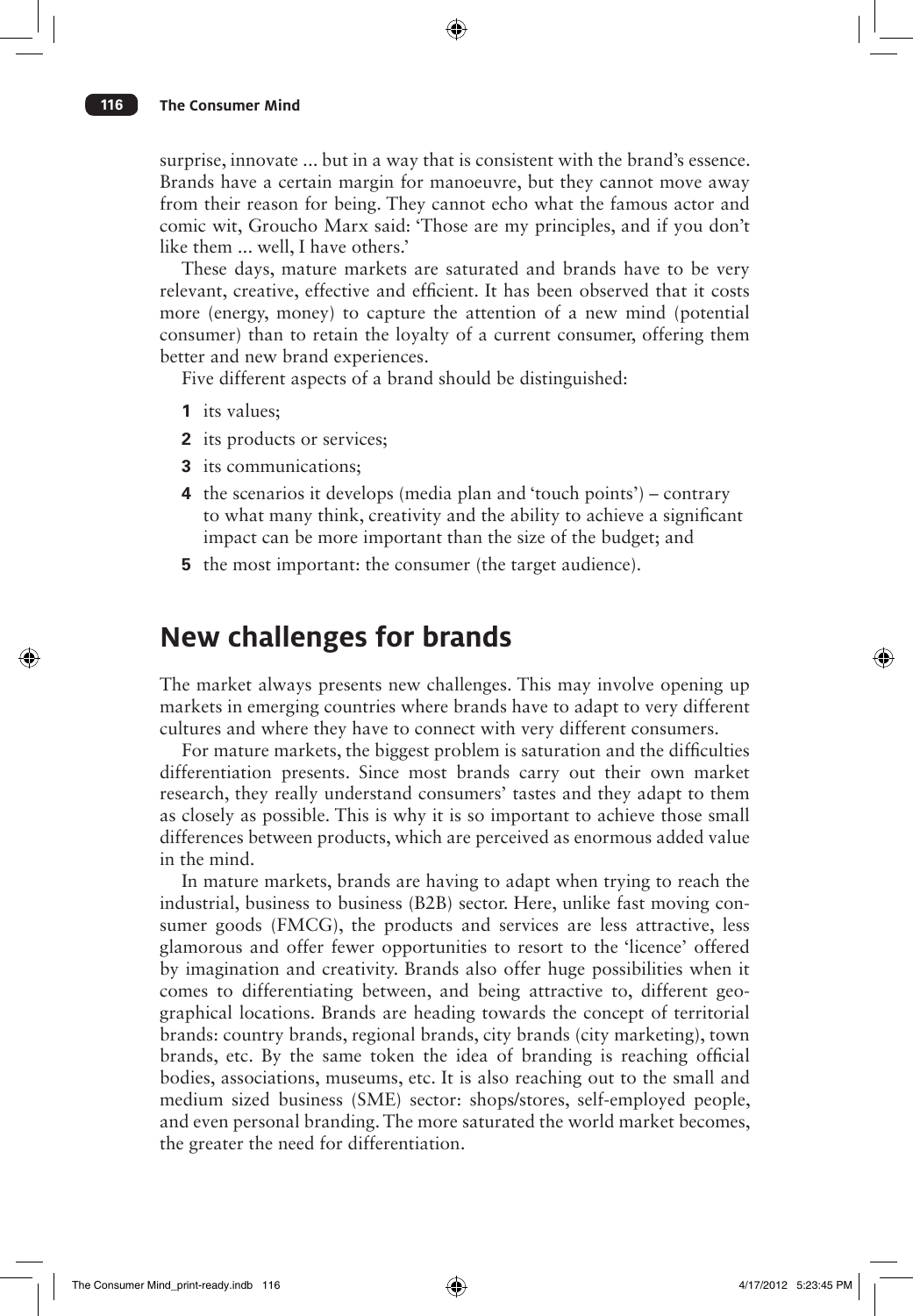surprise, innovate ... but in a way that is consistent with the brand's essence. Brands have a certain margin for manoeuvre, but they cannot move away from their reason for being. They cannot echo what the famous actor and comic wit, Groucho Marx said: 'Those are my principles, and if you don't like them ... well, I have others.'

These days, mature markets are saturated and brands have to be very relevant, creative, effective and efficient. It has been observed that it costs more (energy, money) to capture the attention of a new mind (potential consumer) than to retain the loyalty of a current consumer, offering them better and new brand experiences.

Five different aspects of a brand should be distinguished:

1. its values;
2. its products or services;
3. its communications;
4. the scenarios it develops (media plan and 'touch points') – contrary to what many think, creativity and the ability to achieve a significant impact can be more important than the size of the budget; and
5. the most important: the consumer (the target audience).

## New challenges for brands

The market always presents new challenges. This may involve opening up markets in emerging countries where brands have to adapt to very different cultures and where they have to connect with very different consumers.

For mature markets, the biggest problem is saturation and the difficulties differentiation presents. Since most brands carry out their own market research, they really understand consumers' tastes and they adapt to them as closely as possible. This is why it is so important to achieve those small differences between products, which are perceived as enormous added value in the mind.

In mature markets, brands are having to adapt when trying to reach the industrial, business to business (B2B) sector. Here, unlike fast moving consumer goods (FMCG), the products and services are less attractive, less glamorous and offer fewer opportunities to resort to the 'licence' offered by imagination and creativity. Brands also offer huge possibilities when it comes to differentiating between, and being attractive to, different geographical locations. Brands are heading towards the concept of territorial brands: country brands, regional brands, city brands (city marketing), town brands, etc. By the same token the idea of branding is reaching official bodies, associations, museums, etc. It is also reaching out to the small and medium sized business (SME) sector: shops/stores, self-employed people, and even personal branding. The more saturated the world market becomes, the greater the need for differentiation.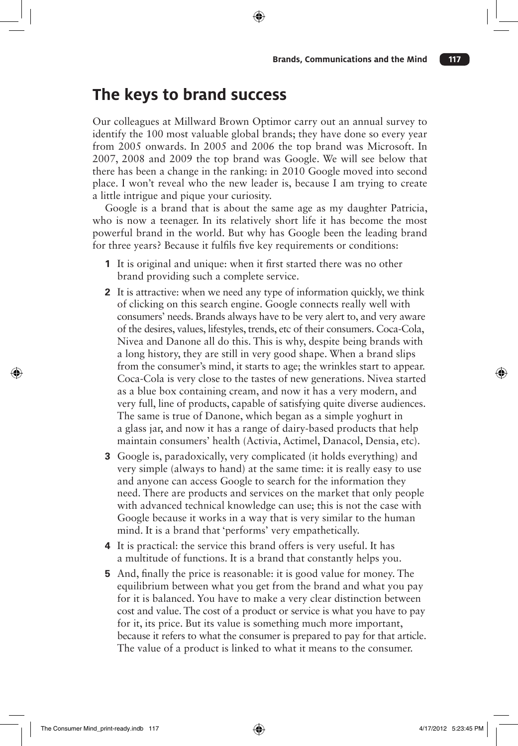## The keys to brand success

Our colleagues at Millward Brown Optimor carry out an annual survey to identify the 100 most valuable global brands; they have done so every year from 2005 onwards. In 2005 and 2006 the top brand was Microsoft. In 2007, 2008 and 2009 the top brand was Google. We will see below that there has been a change in the ranking: in 2010 Google moved into second place. I won't reveal who the new leader is, because I am trying to create a little intrigue and pique your curiosity.

Google is a brand that is about the same age as my daughter Patricia, who is now a teenager. In its relatively short life it has become the most powerful brand in the world. But why has Google been the leading brand for three years? Because it fulfils five key requirements or conditions:

1. It is original and unique: when it first started there was no other brand providing such a complete service.
2. It is attractive: when we need any type of information quickly, we think of clicking on this search engine. Google connects really well with consumers' needs. Brands always have to be very alert to, and very aware of the desires, values, lifestyles, trends, etc of their consumers. Coca-Cola, Nivea and Danone all do this. This is why, despite being brands with a long history, they are still in very good shape. When a brand slips from the consumer's mind, it starts to age; the wrinkles start to appear. Coca-Cola is very close to the tastes of new generations. Nivea started as a blue box containing cream, and now it has a very modern, and very full, line of products, capable of satisfying quite diverse audiences. The same is true of Danone, which began as a simple yoghurt in a glass jar, and now it has a range of dairy-based products that help maintain consumers' health (Activia, Actimel, Danacol, Densia, etc).
3. Google is, paradoxically, very complicated (it holds everything) and very simple (always to hand) at the same time: it is really easy to use and anyone can access Google to search for the information they need. There are products and services on the market that only people with advanced technical knowledge can use; this is not the case with Google because it works in a way that is very similar to the human mind. It is a brand that 'performs' very empathetically.
4. It is practical: the service this brand offers is very useful. It has a multitude of functions. It is a brand that constantly helps you.
5. And, finally the price is reasonable: it is good value for money. The equilibrium between what you get from the brand and what you pay for it is balanced. You have to make a very clear distinction between cost and value. The cost of a product or service is what you have to pay for it, its price. But its value is something much more important, because it refers to what the consumer is prepared to pay for that article. The value of a product is linked to what it means to the consumer.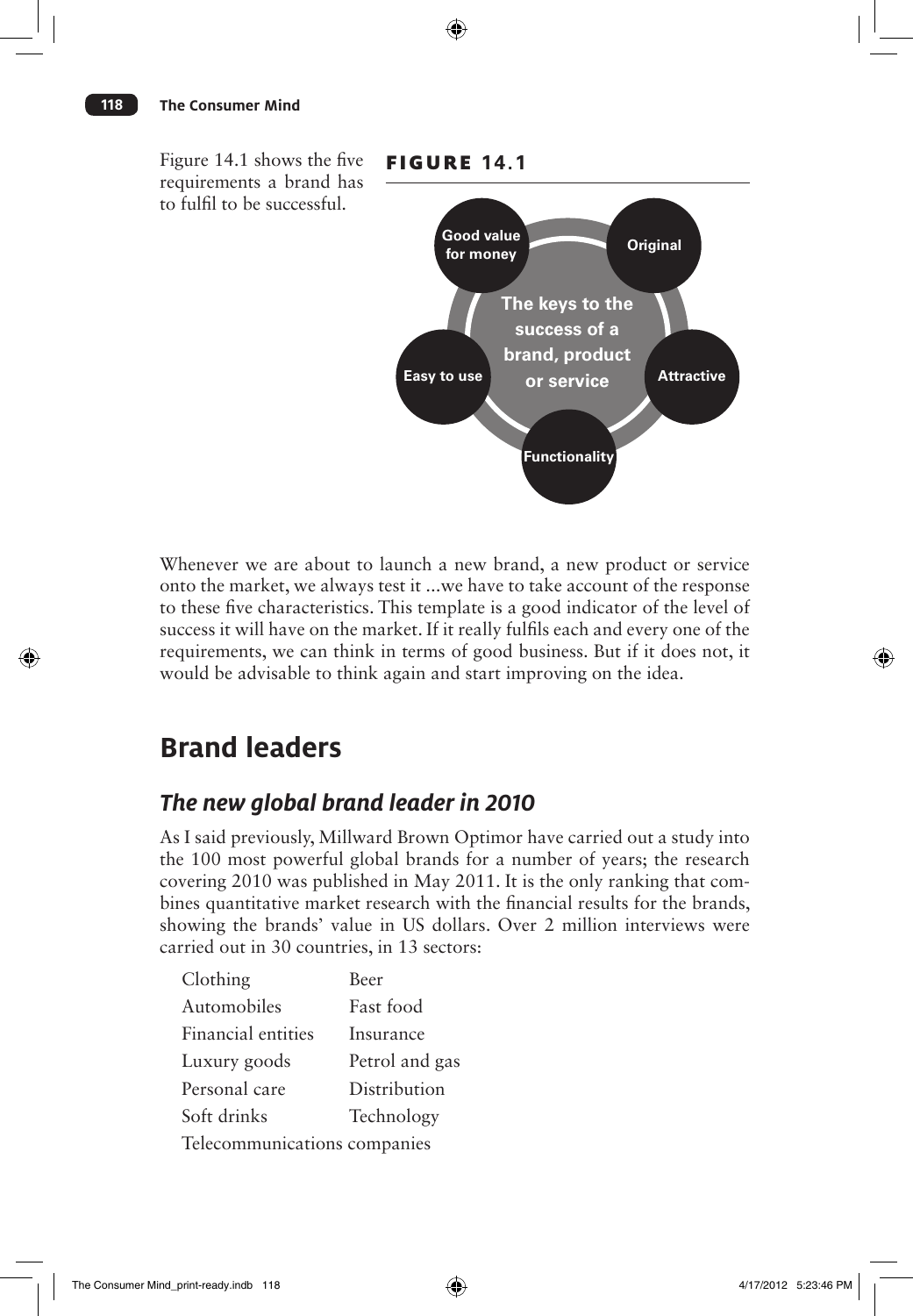Figure 14.1 shows the five requirements a brand has to fulfil to be successful.

**FIGURE 14.1**

The keys to the success of a brand, product or service

Good value for money

Original

Attractive

Functionality

Easy to use

Whenever we are about to launch a new brand, a new product or service onto the market, we always test it ...we have to take account of the response to these five characteristics. This template is a good indicator of the level of success it will have on the market. If it really fulfils each and every one of the requirements, we can think in terms of good business. But if it does not, it would be advisable to think again and start improving on the idea.

## Brand leaders

### *The new global brand leader in 2010*

As I said previously, Millward Brown Optimor have carried out a study into the 100 most powerful global brands for a number of years; the research covering 2010 was published in May 2011. It is the only ranking that combines quantitative market research with the financial results for the brands, showing the brands' value in US dollars. Over 2 million interviews were carried out in 30 countries, in 13 sectors:

| | |
|---|---|
| Clothing | Beer |
| Automobiles | Fast food |
| Financial entities | Insurance |
| Luxury goods | Petrol and gas |
| Personal care | Distribution |
| Soft drinks | Technology |
| Telecommunications companies | |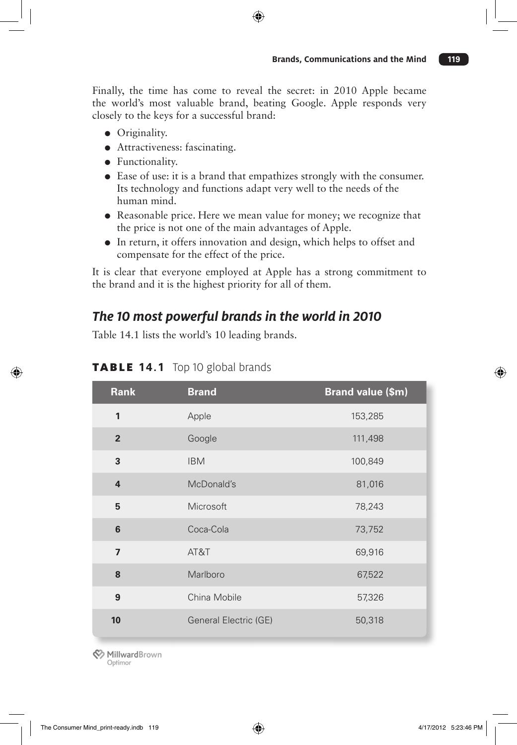Finally, the time has come to reveal the secret: in 2010 Apple became the world's most valuable brand, beating Google. Apple responds very closely to the keys for a successful brand:

- Originality.
- Attractiveness: fascinating.
- Functionality.
- Ease of use: it is a brand that empathizes strongly with the consumer. Its technology and functions adapt very well to the needs of the human mind.
- Reasonable price. Here we mean value for money; we recognize that the price is not one of the main advantages of Apple.
- In return, it offers innovation and design, which helps to offset and compensate for the effect of the price.

It is clear that everyone employed at Apple has a strong commitment to the brand and it is the highest priority for all of them.

## *The 10 most powerful brands in the world in 2010*

Table 14.1 lists the world's 10 leading brands.

**TABLE 14.1** Top 10 global brands

| Rank | Brand | Brand value ($m) |
|---|---|---|
| 1 | Apple | 153,285 |
| 2 | Google | 111,498 |
| 3 | IBM | 100,849 |
| 4 | McDonald's | 81,016 |
| 5 | Microsoft | 78,243 |
| 6 | Coca-Cola | 73,752 |
| 7 | AT&T | 69,916 |
| 8 | Marlboro | 67,522 |
| 9 | China Mobile | 57,326 |
| 10 | General Electric (GE) | 50,318 |

MillwardBrown Optimor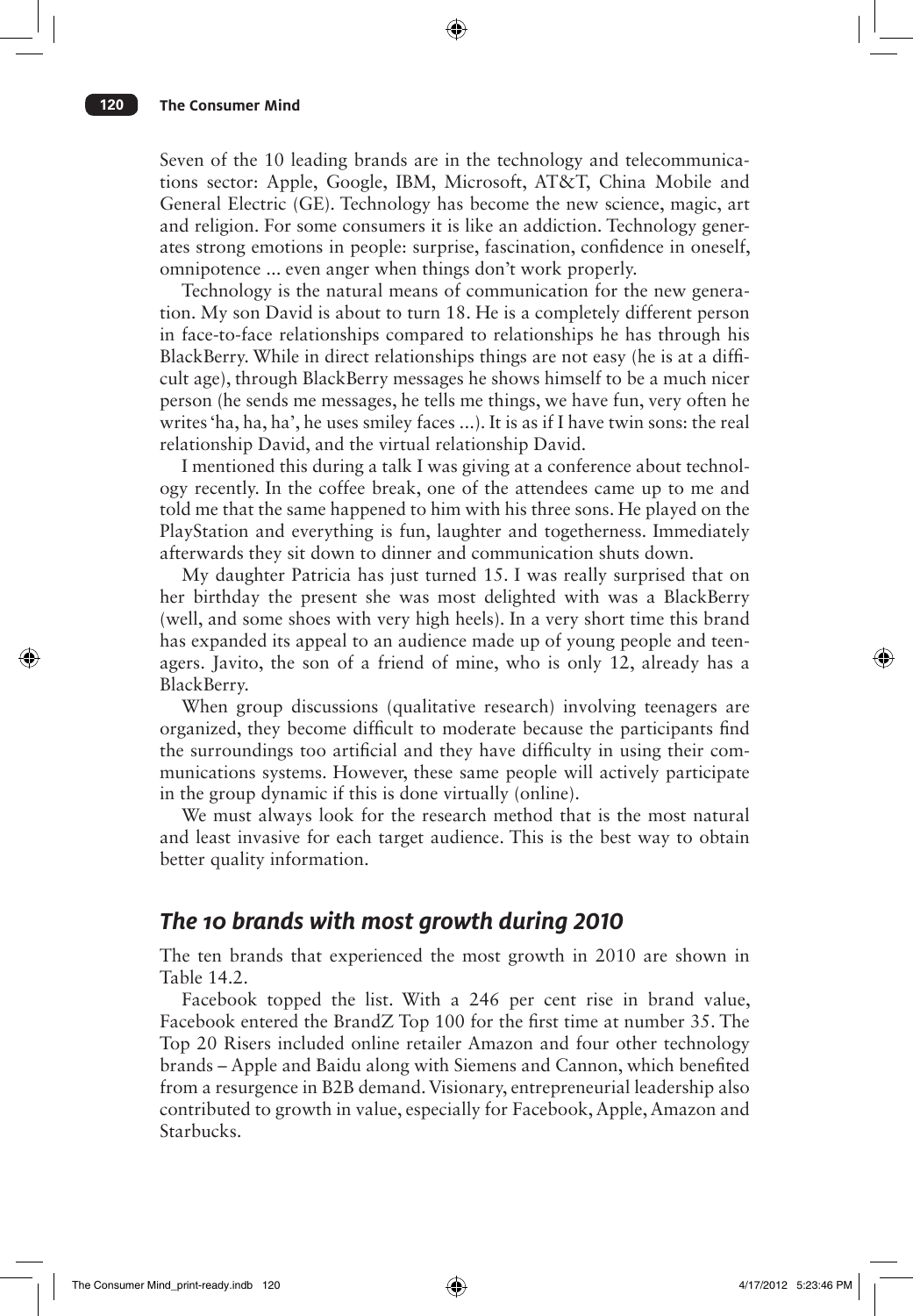Seven of the 10 leading brands are in the technology and telecommunications sector: Apple, Google, IBM, Microsoft, AT&T, China Mobile and General Electric (GE). Technology has become the new science, magic, art and religion. For some consumers it is like an addiction. Technology generates strong emotions in people: surprise, fascination, confidence in oneself, omnipotence ... even anger when things don't work properly.

Technology is the natural means of communication for the new generation. My son David is about to turn 18. He is a completely different person in face-to-face relationships compared to relationships he has through his BlackBerry. While in direct relationships things are not easy (he is at a difficult age), through BlackBerry messages he shows himself to be a much nicer person (he sends me messages, he tells me things, we have fun, very often he writes 'ha, ha, ha', he uses smiley faces ...). It is as if I have twin sons: the real relationship David, and the virtual relationship David.

I mentioned this during a talk I was giving at a conference about technology recently. In the coffee break, one of the attendees came up to me and told me that the same happened to him with his three sons. He played on the PlayStation and everything is fun, laughter and togetherness. Immediately afterwards they sit down to dinner and communication shuts down.

My daughter Patricia has just turned 15. I was really surprised that on her birthday the present she was most delighted with was a BlackBerry (well, and some shoes with very high heels). In a very short time this brand has expanded its appeal to an audience made up of young people and teenagers. Javito, the son of a friend of mine, who is only 12, already has a BlackBerry.

When group discussions (qualitative research) involving teenagers are organized, they become difficult to moderate because the participants find the surroundings too artificial and they have difficulty in using their communications systems. However, these same people will actively participate in the group dynamic if this is done virtually (online).

We must always look for the research method that is the most natural and least invasive for each target audience. This is the best way to obtain better quality information.

## *The 10 brands with most growth during 2010*

The ten brands that experienced the most growth in 2010 are shown in Table 14.2.

Facebook topped the list. With a 246 per cent rise in brand value, Facebook entered the BrandZ Top 100 for the first time at number 35. The Top 20 Risers included online retailer Amazon and four other technology brands – Apple and Baidu along with Siemens and Cannon, which benefited from a resurgence in B2B demand. Visionary, entrepreneurial leadership also contributed to growth in value, especially for Facebook, Apple, Amazon and Starbucks.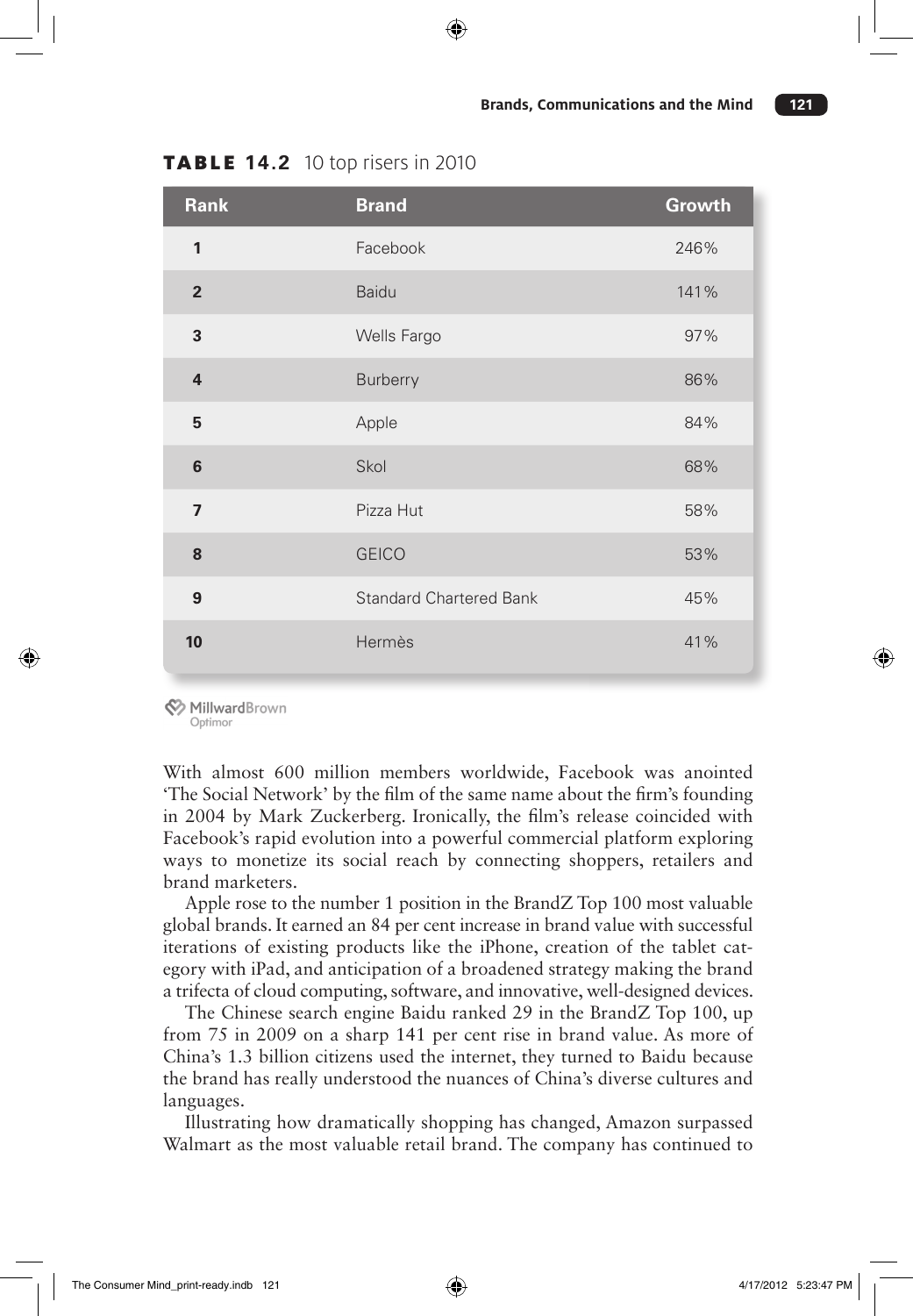**TABLE 14.2** 10 top risers in 2010

| Rank | Brand | Growth |
|---|---|---|
| 1 | Facebook | 246% |
| 2 | Baidu | 141% |
| 3 | Wells Fargo | 97% |
| 4 | Burberry | 86% |
| 5 | Apple | 84% |
| 6 | Skol | 68% |
| 7 | Pizza Hut | 58% |
| 8 | GEICO | 53% |
| 9 | Standard Chartered Bank | 45% |
| 10 | Hermès | 41% |

MillwardBrown Optimor

With almost 600 million members worldwide, Facebook was anointed 'The Social Network' by the film of the same name about the firm's founding in 2004 by Mark Zuckerberg. Ironically, the film's release coincided with Facebook's rapid evolution into a powerful commercial platform exploring ways to monetize its social reach by connecting shoppers, retailers and brand marketers.

Apple rose to the number 1 position in the BrandZ Top 100 most valuable global brands. It earned an 84 per cent increase in brand value with successful iterations of existing products like the iPhone, creation of the tablet category with iPad, and anticipation of a broadened strategy making the brand a trifecta of cloud computing, software, and innovative, well-designed devices.

The Chinese search engine Baidu ranked 29 in the BrandZ Top 100, up from 75 in 2009 on a sharp 141 per cent rise in brand value. As more of China's 1.3 billion citizens used the internet, they turned to Baidu because the brand has really understood the nuances of China's diverse cultures and languages.

Illustrating how dramatically shopping has changed, Amazon surpassed Walmart as the most valuable retail brand. The company has continued to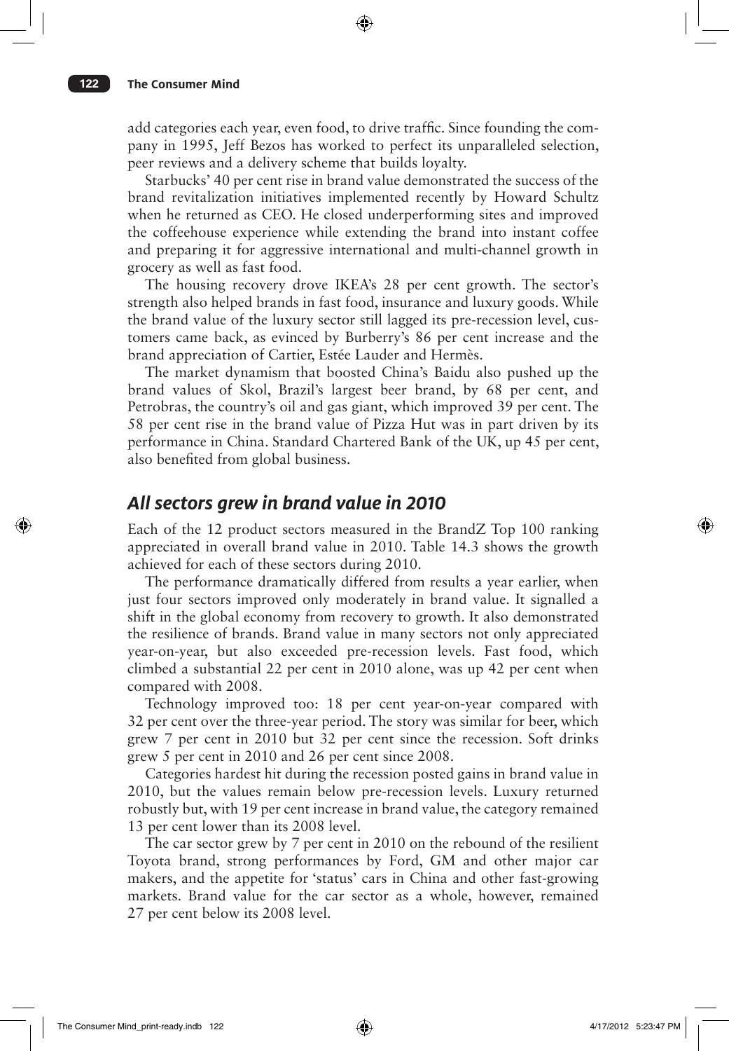add categories each year, even food, to drive traffic. Since founding the company in 1995, Jeff Bezos has worked to perfect its unparalleled selection, peer reviews and a delivery scheme that builds loyalty.

Starbucks' 40 per cent rise in brand value demonstrated the success of the brand revitalization initiatives implemented recently by Howard Schultz when he returned as CEO. He closed underperforming sites and improved the coffeehouse experience while extending the brand into instant coffee and preparing it for aggressive international and multi-channel growth in grocery as well as fast food.

The housing recovery drove IKEA's 28 per cent growth. The sector's strength also helped brands in fast food, insurance and luxury goods. While the brand value of the luxury sector still lagged its pre-recession level, customers came back, as evinced by Burberry's 86 per cent increase and the brand appreciation of Cartier, Estée Lauder and Hermès.

The market dynamism that boosted China's Baidu also pushed up the brand values of Skol, Brazil's largest beer brand, by 68 per cent, and Petrobras, the country's oil and gas giant, which improved 39 per cent. The 58 per cent rise in the brand value of Pizza Hut was in part driven by its performance in China. Standard Chartered Bank of the UK, up 45 per cent, also benefited from global business.

## *All sectors grew in brand value in 2010*

Each of the 12 product sectors measured in the BrandZ Top 100 ranking appreciated in overall brand value in 2010. Table 14.3 shows the growth achieved for each of these sectors during 2010.

The performance dramatically differed from results a year earlier, when just four sectors improved only moderately in brand value. It signalled a shift in the global economy from recovery to growth. It also demonstrated the resilience of brands. Brand value in many sectors not only appreciated year-on-year, but also exceeded pre-recession levels. Fast food, which climbed a substantial 22 per cent in 2010 alone, was up 42 per cent when compared with 2008.

Technology improved too: 18 per cent year-on-year compared with 32 per cent over the three-year period. The story was similar for beer, which grew 7 per cent in 2010 but 32 per cent since the recession. Soft drinks grew 5 per cent in 2010 and 26 per cent since 2008.

Categories hardest hit during the recession posted gains in brand value in 2010, but the values remain below pre-recession levels. Luxury returned robustly but, with 19 per cent increase in brand value, the category remained 13 per cent lower than its 2008 level.

The car sector grew by 7 per cent in 2010 on the rebound of the resilient Toyota brand, strong performances by Ford, GM and other major car makers, and the appetite for 'status' cars in China and other fast-growing markets. Brand value for the car sector as a whole, however, remained 27 per cent below its 2008 level.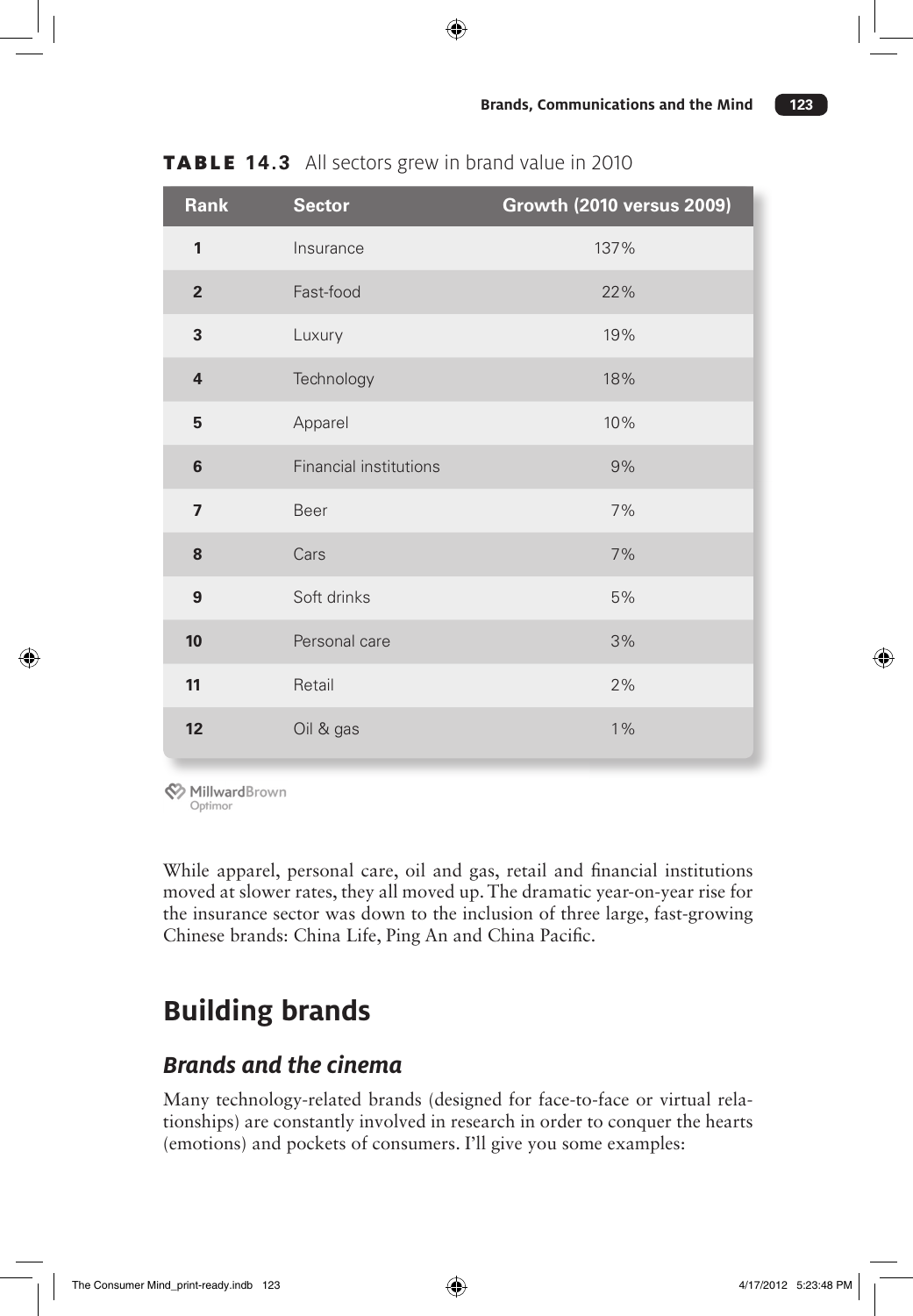**TABLE 14.3** All sectors grew in brand value in 2010

| Rank | Sector | Growth (2010 versus 2009) |
|---|---|---|
| 1 | Insurance | 137% |
| 2 | Fast-food | 22% |
| 3 | Luxury | 19% |
| 4 | Technology | 18% |
| 5 | Apparel | 10% |
| 6 | Financial institutions | 9% |
| 7 | Beer | 7% |
| 8 | Cars | 7% |
| 9 | Soft drinks | 5% |
| 10 | Personal care | 3% |
| 11 | Retail | 2% |
| 12 | Oil & gas | 1% |

MillwardBrown Optimor

While apparel, personal care, oil and gas, retail and financial institutions moved at slower rates, they all moved up. The dramatic year-on-year rise for the insurance sector was down to the inclusion of three large, fast-growing Chinese brands: China Life, Ping An and China Pacific.

# Building brands

## *Brands and the cinema*

Many technology-related brands (designed for face-to-face or virtual relationships) are constantly involved in research in order to conquer the hearts (emotions) and pockets of consumers. I'll give you some examples: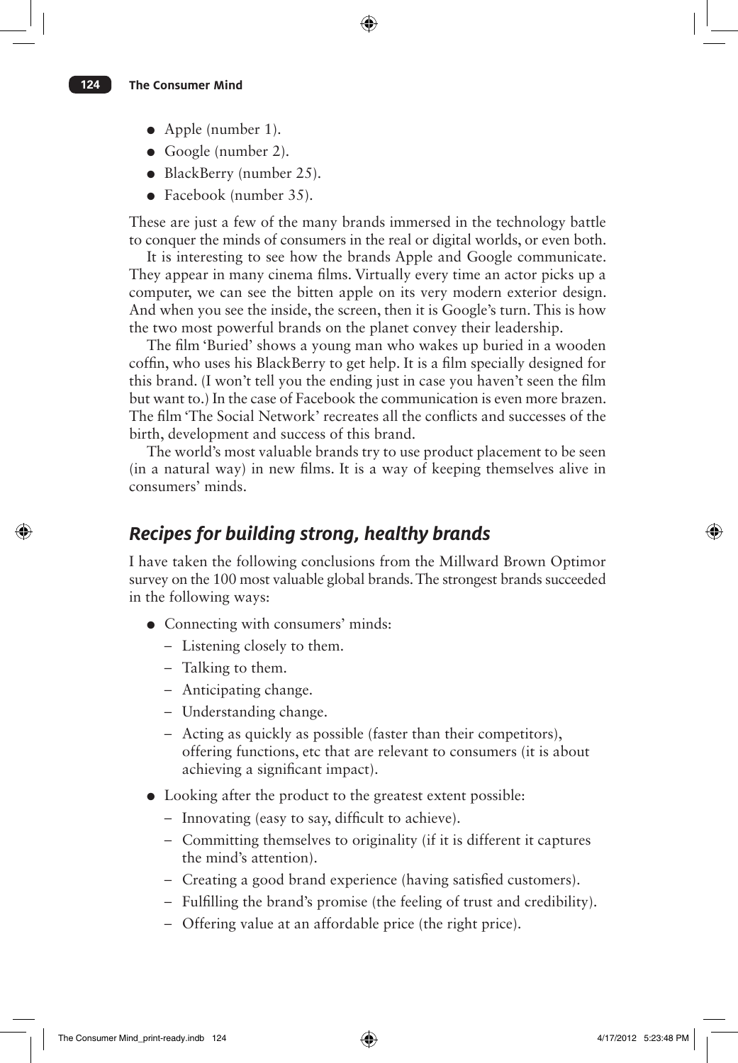- Apple (number 1).
- Google (number 2).
- BlackBerry (number 25).
- Facebook (number 35).

These are just a few of the many brands immersed in the technology battle to conquer the minds of consumers in the real or digital worlds, or even both.

It is interesting to see how the brands Apple and Google communicate. They appear in many cinema films. Virtually every time an actor picks up a computer, we can see the bitten apple on its very modern exterior design. And when you see the inside, the screen, then it is Google's turn. This is how the two most powerful brands on the planet convey their leadership.

The film 'Buried' shows a young man who wakes up buried in a wooden coffin, who uses his BlackBerry to get help. It is a film specially designed for this brand. (I won't tell you the ending just in case you haven't seen the film but want to.) In the case of Facebook the communication is even more brazen. The film 'The Social Network' recreates all the conflicts and successes of the birth, development and success of this brand.

The world's most valuable brands try to use product placement to be seen (in a natural way) in new films. It is a way of keeping themselves alive in consumers' minds.

## *Recipes for building strong, healthy brands*

I have taken the following conclusions from the Millward Brown Optimor survey on the 100 most valuable global brands. The strongest brands succeeded in the following ways:

- Connecting with consumers' minds:
  - Listening closely to them.
  - Talking to them.
  - Anticipating change.
  - Understanding change.
  - Acting as quickly as possible (faster than their competitors), offering functions, etc that are relevant to consumers (it is about achieving a significant impact).
- Looking after the product to the greatest extent possible:
  - Innovating (easy to say, difficult to achieve).
  - Committing themselves to originality (if it is different it captures the mind's attention).
  - Creating a good brand experience (having satisfied customers).
  - Fulfilling the brand's promise (the feeling of trust and credibility).
  - Offering value at an affordable price (the right price).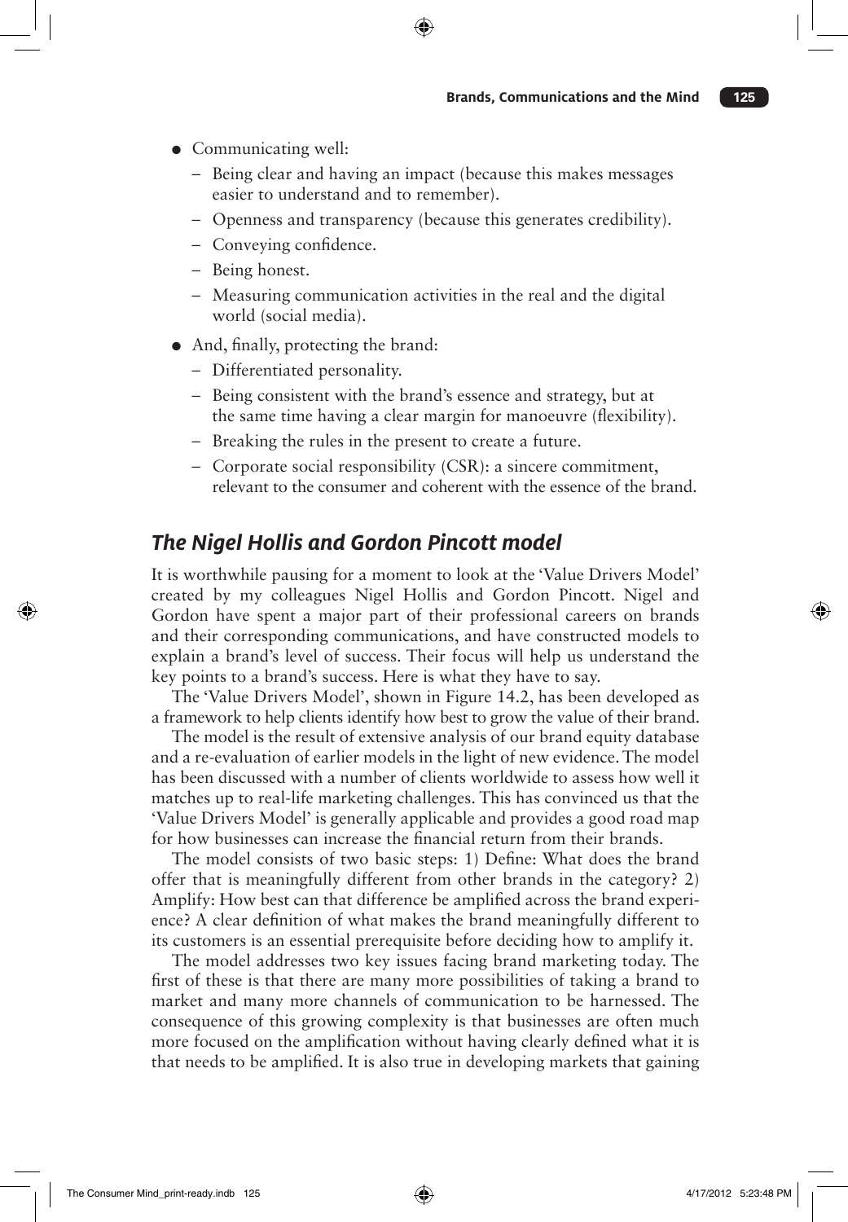- Communicating well:
  - Being clear and having an impact (because this makes messages easier to understand and to remember).
  - Openness and transparency (because this generates credibility).
  - Conveying confidence.
  - Being honest.
  - Measuring communication activities in the real and the digital world (social media).
- And, finally, protecting the brand:
  - Differentiated personality.
  - Being consistent with the brand's essence and strategy, but at the same time having a clear margin for manoeuvre (flexibility).
  - Breaking the rules in the present to create a future.
  - Corporate social responsibility (CSR): a sincere commitment, relevant to the consumer and coherent with the essence of the brand.

## *The Nigel Hollis and Gordon Pincott model*

It is worthwhile pausing for a moment to look at the 'Value Drivers Model' created by my colleagues Nigel Hollis and Gordon Pincott. Nigel and Gordon have spent a major part of their professional careers on brands and their corresponding communications, and have constructed models to explain a brand's level of success. Their focus will help us understand the key points to a brand's success. Here is what they have to say.

The 'Value Drivers Model', shown in Figure 14.2, has been developed as a framework to help clients identify how best to grow the value of their brand.

The model is the result of extensive analysis of our brand equity database and a re-evaluation of earlier models in the light of new evidence. The model has been discussed with a number of clients worldwide to assess how well it matches up to real-life marketing challenges. This has convinced us that the 'Value Drivers Model' is generally applicable and provides a good road map for how businesses can increase the financial return from their brands.

The model consists of two basic steps: 1) Define: What does the brand offer that is meaningfully different from other brands in the category? 2) Amplify: How best can that difference be amplified across the brand experience? A clear definition of what makes the brand meaningfully different to its customers is an essential prerequisite before deciding how to amplify it.

The model addresses two key issues facing brand marketing today. The first of these is that there are many more possibilities of taking a brand to market and many more channels of communication to be harnessed. The consequence of this growing complexity is that businesses are often much more focused on the amplification without having clearly defined what it is that needs to be amplified. It is also true in developing markets that gaining